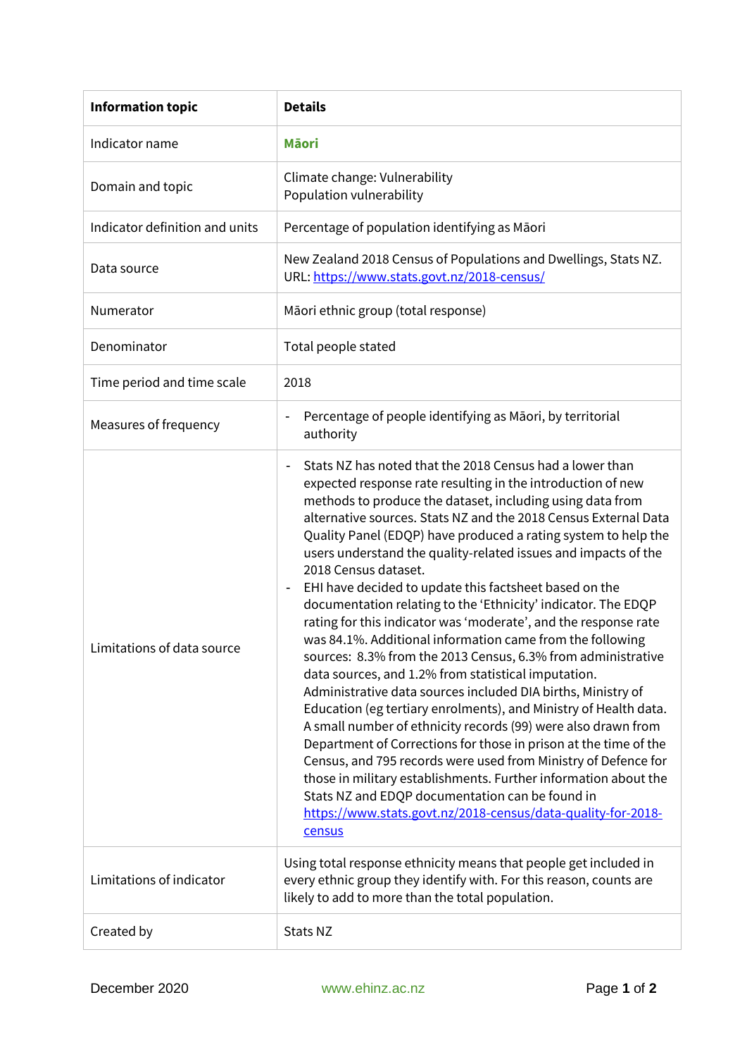| Information topic | Details |
|---|---|
| Indicator name | **Māori** |
| Domain and topic | Climate change: Vulnerability<br>Population vulnerability |
| Indicator definition and units | Percentage of population identifying as Māori |
| Data source | New Zealand 2018 Census of Populations and Dwellings, Stats NZ. URL: https://www.stats.govt.nz/2018-census/ |
| Numerator | Māori ethnic group (total response) |
| Denominator | Total people stated |
| Time period and time scale | 2018 |
| Measures of frequency | - Percentage of people identifying as Māori, by territorial authority |
| Limitations of data source | - Stats NZ has noted that the 2018 Census had a lower than expected response rate resulting in the introduction of new methods to produce the dataset, including using data from alternative sources. Stats NZ and the 2018 Census External Data Quality Panel (EDQP) have produced a rating system to help the users understand the quality-related issues and impacts of the 2018 Census dataset.<br>- EHI have decided to update this factsheet based on the documentation relating to the 'Ethnicity' indicator. The EDQP rating for this indicator was 'moderate', and the response rate was 84.1%. Additional information came from the following sources: 8.3% from the 2013 Census, 6.3% from administrative data sources, and 1.2% from statistical imputation. Administrative data sources included DIA births, Ministry of Education (eg tertiary enrolments), and Ministry of Health data. A small number of ethnicity records (99) were also drawn from Department of Corrections for those in prison at the time of the Census, and 795 records were used from Ministry of Defence for those in military establishments. Further information about the Stats NZ and EDQP documentation can be found in https://www.stats.govt.nz/2018-census/data-quality-for-2018-census |
| Limitations of indicator | Using total response ethnicity means that people get included in every ethnic group they identify with. For this reason, counts are likely to add to more than the total population. |
| Created by | Stats NZ |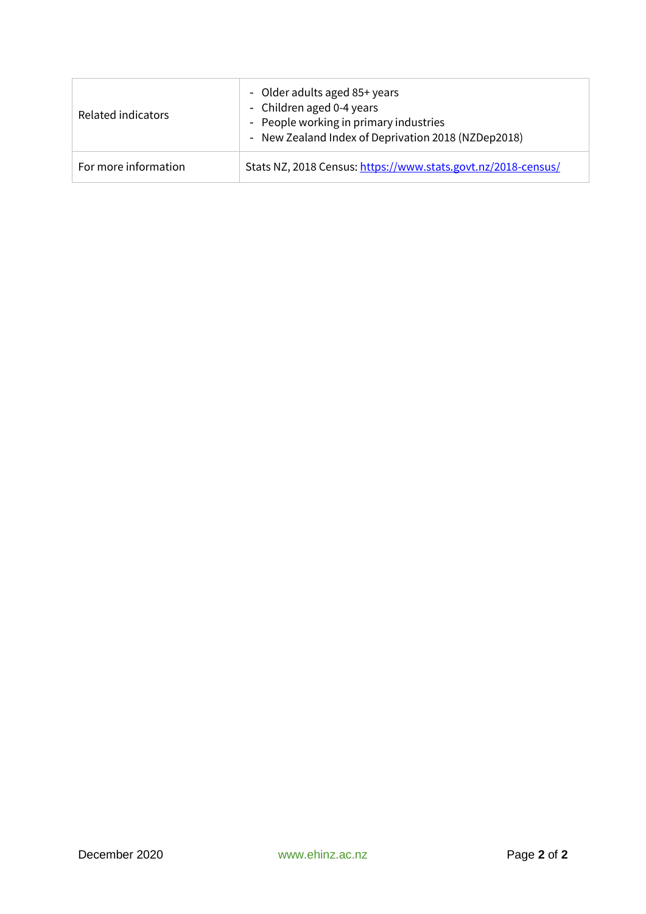| | |
|---|---|
| Related indicators | - Older adults aged 85+ years<br>- Children aged 0-4 years<br>- People working in primary industries<br>- New Zealand Index of Deprivation 2018 (NZDep2018) |
| For more information | Stats NZ, 2018 Census: https://www.stats.govt.nz/2018-census/ |